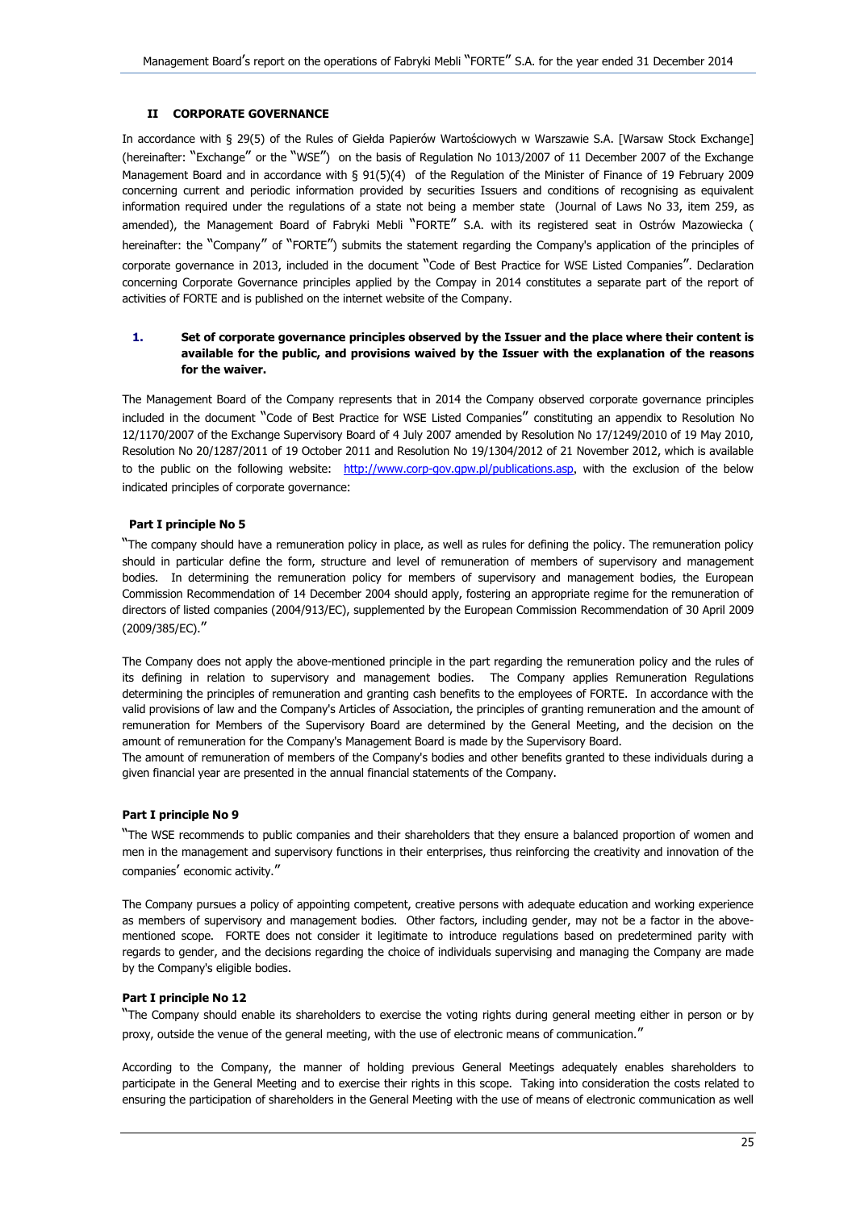## II CORPORATE GOVERNANCE

In accordance with § 29(5) of the Rules of Giełda Papierów Wartościowych w Warszawie S.A. [Warsaw Stock Exchange] (hereinafter: "Exchange" or the "WSE") on the basis of Regulation No 1013/2007 of 11 December 2007 of the Exchange Management Board and in accordance with § 91(5)(4) of the Regulation of the Minister of Finance of 19 February 2009 concerning current and periodic information provided by securities Issuers and conditions of recognising as equivalent information required under the regulations of a state not being a member state (Journal of Laws No 33, item 259, as amended), the Management Board of Fabryki Mebli "FORTE" S.A. with its registered seat in Ostrów Mazowiecka ( hereinafter: the "Company" of "FORTE") submits the statement regarding the Company's application of the principles of corporate governance in 2013, included in the document "Code of Best Practice for WSE Listed Companies". Declaration concerning Corporate Governance principles applied by the Compay in 2014 constitutes a separate part of the report of activities of FORTE and is published on the internet website of the Company.

### 1. Set of corporate governance principles observed by the Issuer and the place where their content is available for the public, and provisions waived by the Issuer with the explanation of the reasons for the waiver.

The Management Board of the Company represents that in 2014 the Company observed corporate governance principles included in the document "Code of Best Practice for WSE Listed Companies" constituting an appendix to Resolution No 12/1170/2007 of the Exchange Supervisory Board of 4 July 2007 amended by Resolution No 17/1249/2010 of 19 May 2010, Resolution No 20/1287/2011 of 19 October 2011 and Resolution No 19/1304/2012 of 21 November 2012, which is available to the public on the following website: http://www.corp-gov.gpw.pl/publications.asp, with the exclusion of the below indicated principles of corporate governance:

**Part I principle No 5**

"The company should have a remuneration policy in place, as well as rules for defining the policy. The remuneration policy should in particular define the form, structure and level of remuneration of members of supervisory and management bodies. In determining the remuneration policy for members of supervisory and management bodies, the European Commission Recommendation of 14 December 2004 should apply, fostering an appropriate regime for the remuneration of directors of listed companies (2004/913/EC), supplemented by the European Commission Recommendation of 30 April 2009 (2009/385/EC)."

The Company does not apply the above-mentioned principle in the part regarding the remuneration policy and the rules of its defining in relation to supervisory and management bodies. The Company applies Remuneration Regulations determining the principles of remuneration and granting cash benefits to the employees of FORTE. In accordance with the valid provisions of law and the Company's Articles of Association, the principles of granting remuneration and the amount of remuneration for Members of the Supervisory Board are determined by the General Meeting, and the decision on the amount of remuneration for the Company's Management Board is made by the Supervisory Board.
The amount of remuneration of members of the Company's bodies and other benefits granted to these individuals during a given financial year are presented in the annual financial statements of the Company.

**Part I principle No 9**

"The WSE recommends to public companies and their shareholders that they ensure a balanced proportion of women and men in the management and supervisory functions in their enterprises, thus reinforcing the creativity and innovation of the companies' economic activity."

The Company pursues a policy of appointing competent, creative persons with adequate education and working experience as members of supervisory and management bodies. Other factors, including gender, may not be a factor in the above-mentioned scope. FORTE does not consider it legitimate to introduce regulations based on predetermined parity with regards to gender, and the decisions regarding the choice of individuals supervising and managing the Company are made by the Company's eligible bodies.

**Part I principle No 12**

"The Company should enable its shareholders to exercise the voting rights during general meeting either in person or by proxy, outside the venue of the general meeting, with the use of electronic means of communication."

According to the Company, the manner of holding previous General Meetings adequately enables shareholders to participate in the General Meeting and to exercise their rights in this scope. Taking into consideration the costs related to ensuring the participation of shareholders in the General Meeting with the use of means of electronic communication as well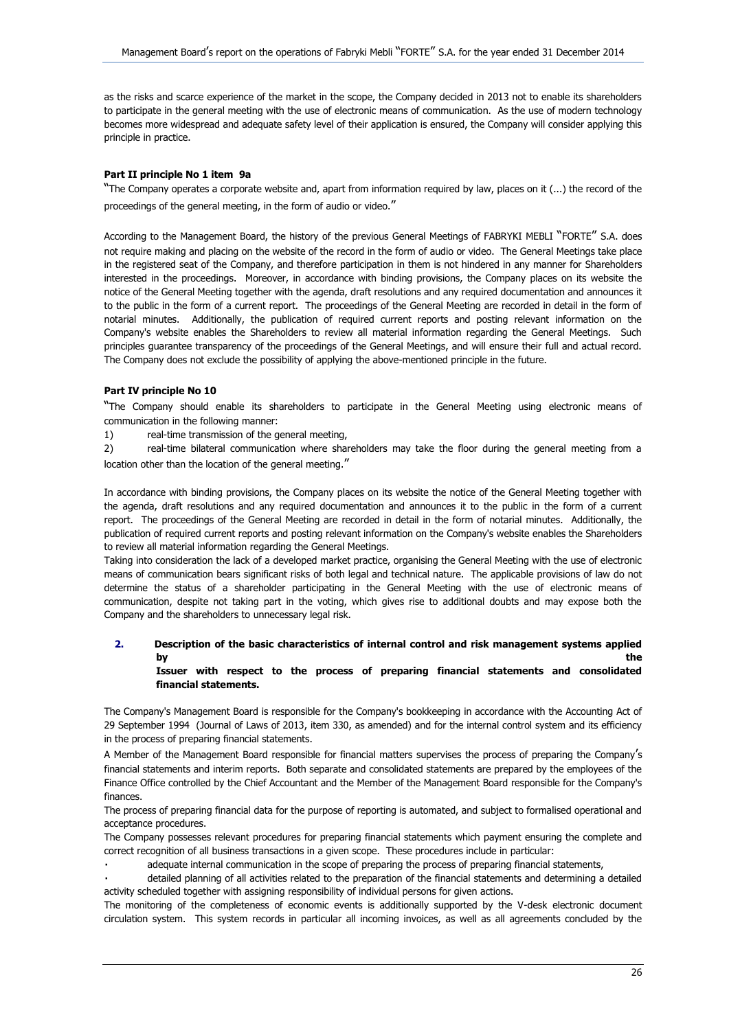as the risks and scarce experience of the market in the scope, the Company decided in 2013 not to enable its shareholders to participate in the general meeting with the use of electronic means of communication. As the use of modern technology becomes more widespread and adequate safety level of their application is ensured, the Company will consider applying this principle in practice.

**Part II principle No 1 item 9a**

"The Company operates a corporate website and, apart from information required by law, places on it (...) the record of the proceedings of the general meeting, in the form of audio or video."

According to the Management Board, the history of the previous General Meetings of FABRYKI MEBLI "FORTE" S.A. does not require making and placing on the website of the record in the form of audio or video. The General Meetings take place in the registered seat of the Company, and therefore participation in them is not hindered in any manner for Shareholders interested in the proceedings. Moreover, in accordance with binding provisions, the Company places on its website the notice of the General Meeting together with the agenda, draft resolutions and any required documentation and announces it to the public in the form of a current report. The proceedings of the General Meeting are recorded in detail in the form of notarial minutes. Additionally, the publication of required current reports and posting relevant information on the Company's website enables the Shareholders to review all material information regarding the General Meetings. Such principles guarantee transparency of the proceedings of the General Meetings, and will ensure their full and actual record. The Company does not exclude the possibility of applying the above-mentioned principle in the future.

**Part IV principle No 10**

"The Company should enable its shareholders to participate in the General Meeting using electronic means of communication in the following manner:

1) real-time transmission of the general meeting,
2) real-time bilateral communication where shareholders may take the floor during the general meeting from a location other than the location of the general meeting."

In accordance with binding provisions, the Company places on its website the notice of the General Meeting together with the agenda, draft resolutions and any required documentation and announces it to the public in the form of a current report. The proceedings of the General Meeting are recorded in detail in the form of notarial minutes. Additionally, the publication of required current reports and posting relevant information on the Company's website enables the Shareholders to review all material information regarding the General Meetings.

Taking into consideration the lack of a developed market practice, organising the General Meeting with the use of electronic means of communication bears significant risks of both legal and technical nature. The applicable provisions of law do not determine the status of a shareholder participating in the General Meeting with the use of electronic means of communication, despite not taking part in the voting, which gives rise to additional doubts and may expose both the Company and the shareholders to unnecessary legal risk.

## 2. Description of the basic characteristics of internal control and risk management systems applied by the Issuer with respect to the process of preparing financial statements and consolidated financial statements.

The Company's Management Board is responsible for the Company's bookkeeping in accordance with the Accounting Act of 29 September 1994 (Journal of Laws of 2013, item 330, as amended) and for the internal control system and its efficiency in the process of preparing financial statements.

A Member of the Management Board responsible for financial matters supervises the process of preparing the Company's financial statements and interim reports. Both separate and consolidated statements are prepared by the employees of the Finance Office controlled by the Chief Accountant and the Member of the Management Board responsible for the Company's finances.

The process of preparing financial data for the purpose of reporting is automated, and subject to formalised operational and acceptance procedures.

The Company possesses relevant procedures for preparing financial statements which payment ensuring the complete and correct recognition of all business transactions in a given scope. These procedures include in particular:

- adequate internal communication in the scope of preparing the process of preparing financial statements,
- detailed planning of all activities related to the preparation of the financial statements and determining a detailed activity scheduled together with assigning responsibility of individual persons for given actions.

The monitoring of the completeness of economic events is additionally supported by the V-desk electronic document circulation system. This system records in particular all incoming invoices, as well as all agreements concluded by the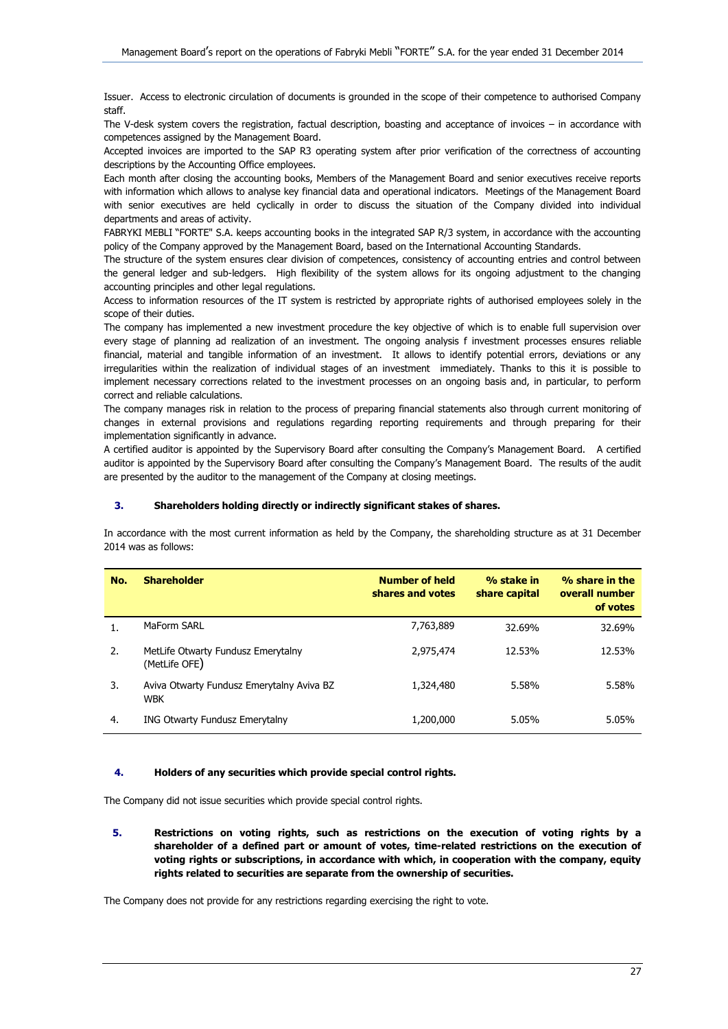Issuer. Access to electronic circulation of documents is grounded in the scope of their competence to authorised Company staff.

The V-desk system covers the registration, factual description, boasting and acceptance of invoices – in accordance with competences assigned by the Management Board.

Accepted invoices are imported to the SAP R3 operating system after prior verification of the correctness of accounting descriptions by the Accounting Office employees.

Each month after closing the accounting books, Members of the Management Board and senior executives receive reports with information which allows to analyse key financial data and operational indicators. Meetings of the Management Board with senior executives are held cyclically in order to discuss the situation of the Company divided into individual departments and areas of activity.

FABRYKI MEBLI "FORTE" S.A. keeps accounting books in the integrated SAP R/3 system, in accordance with the accounting policy of the Company approved by the Management Board, based on the International Accounting Standards.

The structure of the system ensures clear division of competences, consistency of accounting entries and control between the general ledger and sub-ledgers. High flexibility of the system allows for its ongoing adjustment to the changing accounting principles and other legal regulations.

Access to information resources of the IT system is restricted by appropriate rights of authorised employees solely in the scope of their duties.

The company has implemented a new investment procedure the key objective of which is to enable full supervision over every stage of planning ad realization of an investment. The ongoing analysis f investment processes ensures reliable financial, material and tangible information of an investment. It allows to identify potential errors, deviations or any irregularities within the realization of individual stages of an investment immediately. Thanks to this it is possible to implement necessary corrections related to the investment processes on an ongoing basis and, in particular, to perform correct and reliable calculations.

The company manages risk in relation to the process of preparing financial statements also through current monitoring of changes in external provisions and regulations regarding reporting requirements and through preparing for their implementation significantly in advance.

A certified auditor is appointed by the Supervisory Board after consulting the Company's Management Board. A certified auditor is appointed by the Supervisory Board after consulting the Company's Management Board. The results of the audit are presented by the auditor to the management of the Company at closing meetings.

### 3. Shareholders holding directly or indirectly significant stakes of shares.

In accordance with the most current information as held by the Company, the shareholding structure as at 31 December 2014 was as follows:

| No. | Shareholder | Number of held shares and votes | % stake in share capital | % share in the overall number of votes |
|---|---|---|---|---|
| 1. | MaForm SARL | 7,763,889 | 32.69% | 32.69% |
| 2. | MetLife Otwarty Fundusz Emerytalny (MetLife OFE) | 2,975,474 | 12.53% | 12.53% |
| 3. | Aviva Otwarty Fundusz Emerytalny Aviva BZ WBK | 1,324,480 | 5.58% | 5.58% |
| 4. | ING Otwarty Fundusz Emerytalny | 1,200,000 | 5.05% | 5.05% |

### 4. Holders of any securities which provide special control rights.

The Company did not issue securities which provide special control rights.

### 5. Restrictions on voting rights, such as restrictions on the execution of voting rights by a shareholder of a defined part or amount of votes, time-related restrictions on the execution of voting rights or subscriptions, in accordance with which, in cooperation with the company, equity rights related to securities are separate from the ownership of securities.

The Company does not provide for any restrictions regarding exercising the right to vote.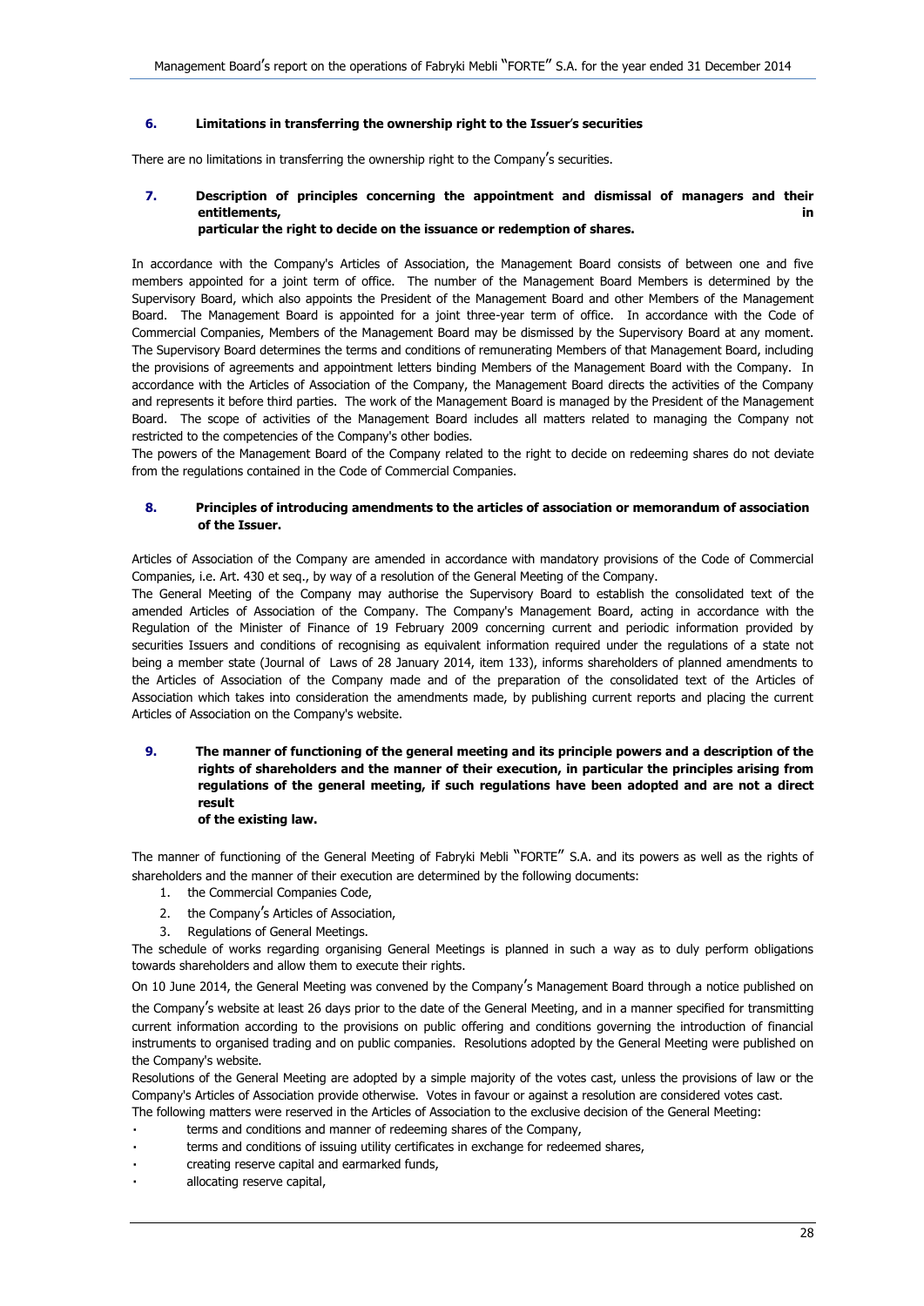### 6. Limitations in transferring the ownership right to the Issuer's securities

There are no limitations in transferring the ownership right to the Company's securities.

### 7. Description of principles concerning the appointment and dismissal of managers and their entitlements, in particular the right to decide on the issuance or redemption of shares.

In accordance with the Company's Articles of Association, the Management Board consists of between one and five members appointed for a joint term of office. The number of the Management Board Members is determined by the Supervisory Board, which also appoints the President of the Management Board and other Members of the Management Board. The Management Board is appointed for a joint three-year term of office. In accordance with the Code of Commercial Companies, Members of the Management Board may be dismissed by the Supervisory Board at any moment. The Supervisory Board determines the terms and conditions of remunerating Members of that Management Board, including the provisions of agreements and appointment letters binding Members of the Management Board with the Company. In accordance with the Articles of Association of the Company, the Management Board directs the activities of the Company and represents it before third parties. The work of the Management Board is managed by the President of the Management Board. The scope of activities of the Management Board includes all matters related to managing the Company not restricted to the competencies of the Company's other bodies.

The powers of the Management Board of the Company related to the right to decide on redeeming shares do not deviate from the regulations contained in the Code of Commercial Companies.

### 8. Principles of introducing amendments to the articles of association or memorandum of association of the Issuer.

Articles of Association of the Company are amended in accordance with mandatory provisions of the Code of Commercial Companies, i.e. Art. 430 et seq., by way of a resolution of the General Meeting of the Company.

The General Meeting of the Company may authorise the Supervisory Board to establish the consolidated text of the amended Articles of Association of the Company. The Company's Management Board, acting in accordance with the Regulation of the Minister of Finance of 19 February 2009 concerning current and periodic information provided by securities Issuers and conditions of recognising as equivalent information required under the regulations of a state not being a member state (Journal of Laws of 28 January 2014, item 133), informs shareholders of planned amendments to the Articles of Association of the Company made and of the preparation of the consolidated text of the Articles of Association which takes into consideration the amendments made, by publishing current reports and placing the current Articles of Association on the Company's website.

### 9. The manner of functioning of the general meeting and its principle powers and a description of the rights of shareholders and the manner of their execution, in particular the principles arising from regulations of the general meeting, if such regulations have been adopted and are not a direct result of the existing law.

The manner of functioning of the General Meeting of Fabryki Mebli "FORTE" S.A. and its powers as well as the rights of shareholders and the manner of their execution are determined by the following documents:

1. the Commercial Companies Code,
2. the Company's Articles of Association,
3. Regulations of General Meetings.

The schedule of works regarding organising General Meetings is planned in such a way as to duly perform obligations towards shareholders and allow them to execute their rights.

On 10 June 2014, the General Meeting was convened by the Company's Management Board through a notice published on the Company's website at least 26 days prior to the date of the General Meeting, and in a manner specified for transmitting current information according to the provisions on public offering and conditions governing the introduction of financial instruments to organised trading and on public companies. Resolutions adopted by the General Meeting were published on the Company's website.

Resolutions of the General Meeting are adopted by a simple majority of the votes cast, unless the provisions of law or the Company's Articles of Association provide otherwise. Votes in favour or against a resolution are considered votes cast.

The following matters were reserved in the Articles of Association to the exclusive decision of the General Meeting:

- terms and conditions and manner of redeeming shares of the Company,
- terms and conditions of issuing utility certificates in exchange for redeemed shares,
- creating reserve capital and earmarked funds,
- allocating reserve capital,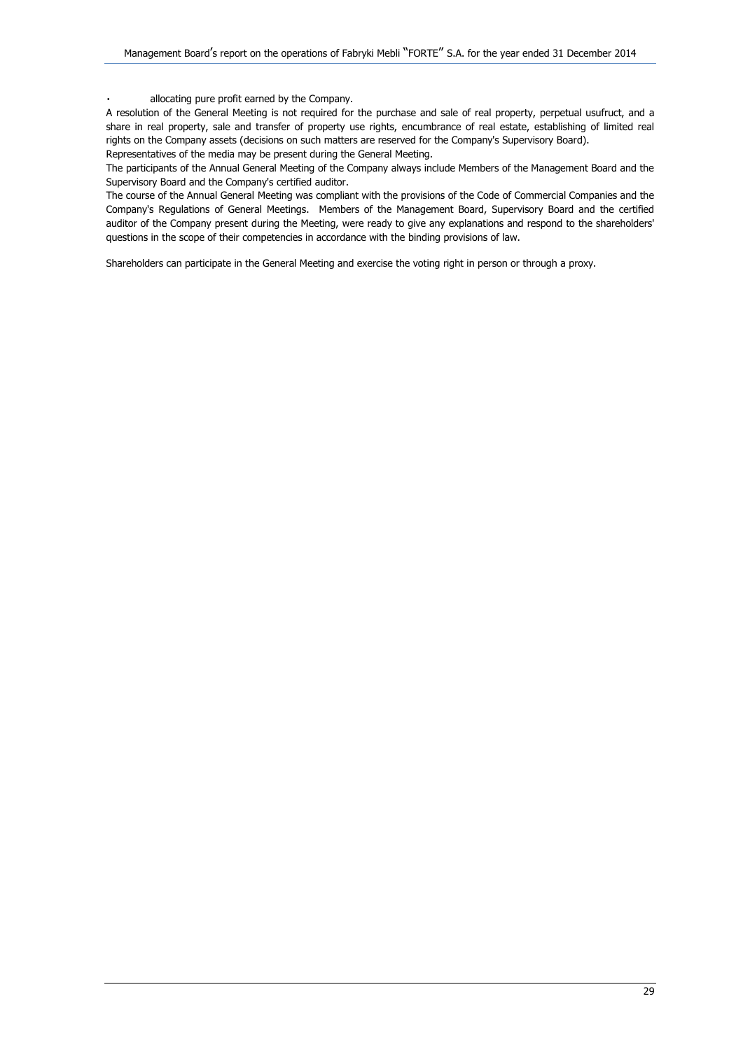- allocating pure profit earned by the Company.

A resolution of the General Meeting is not required for the purchase and sale of real property, perpetual usufruct, and a share in real property, sale and transfer of property use rights, encumbrance of real estate, establishing of limited real rights on the Company assets (decisions on such matters are reserved for the Company's Supervisory Board).

Representatives of the media may be present during the General Meeting.

The participants of the Annual General Meeting of the Company always include Members of the Management Board and the Supervisory Board and the Company's certified auditor.

The course of the Annual General Meeting was compliant with the provisions of the Code of Commercial Companies and the Company's Regulations of General Meetings. Members of the Management Board, Supervisory Board and the certified auditor of the Company present during the Meeting, were ready to give any explanations and respond to the shareholders' questions in the scope of their competencies in accordance with the binding provisions of law.

Shareholders can participate in the General Meeting and exercise the voting right in person or through a proxy.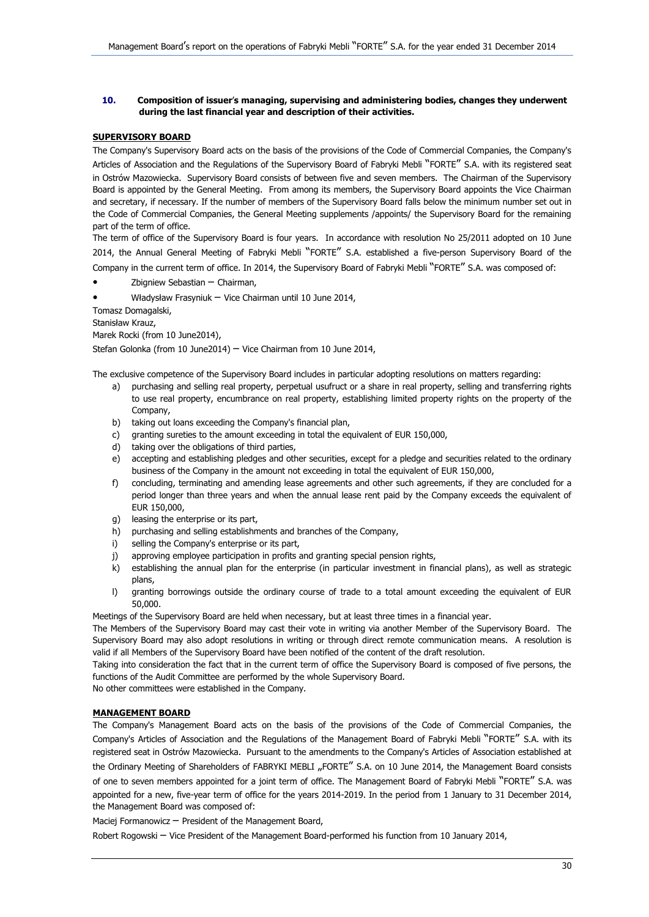### 10. Composition of issuer's managing, supervising and administering bodies, changes they underwent during the last financial year and description of their activities.

**SUPERVISORY BOARD**

The Company's Supervisory Board acts on the basis of the provisions of the Code of Commercial Companies, the Company's Articles of Association and the Regulations of the Supervisory Board of Fabryki Mebli "FORTE" S.A. with its registered seat in Ostrów Mazowiecka. Supervisory Board consists of between five and seven members. The Chairman of the Supervisory Board is appointed by the General Meeting. From among its members, the Supervisory Board appoints the Vice Chairman and secretary, if necessary. If the number of members of the Supervisory Board falls below the minimum number set out in the Code of Commercial Companies, the General Meeting supplements /appoints/ the Supervisory Board for the remaining part of the term of office.

The term of office of the Supervisory Board is four years. In accordance with resolution No 25/2011 adopted on 10 June 2014, the Annual General Meeting of Fabryki Mebli "FORTE" S.A. established a five-person Supervisory Board of the Company in the current term of office. In 2014, the Supervisory Board of Fabryki Mebli "FORTE" S.A. was composed of:

- Zbigniew Sebastian – Chairman,
- Władysław Frasyniuk – Vice Chairman until 10 June 2014,

Tomasz Domagalski,
Stanisław Krauz,
Marek Rocki (from 10 June2014),
Stefan Golonka (from 10 June2014) – Vice Chairman from 10 June 2014,

The exclusive competence of the Supervisory Board includes in particular adopting resolutions on matters regarding:

a) purchasing and selling real property, perpetual usufruct or a share in real property, selling and transferring rights to use real property, encumbrance on real property, establishing limited property rights on the property of the Company,
b) taking out loans exceeding the Company's financial plan,
c) granting sureties to the amount exceeding in total the equivalent of EUR 150,000,
d) taking over the obligations of third parties,
e) accepting and establishing pledges and other securities, except for a pledge and securities related to the ordinary business of the Company in the amount not exceeding in total the equivalent of EUR 150,000,
f) concluding, terminating and amending lease agreements and other such agreements, if they are concluded for a period longer than three years and when the annual lease rent paid by the Company exceeds the equivalent of EUR 150,000,
g) leasing the enterprise or its part,
h) purchasing and selling establishments and branches of the Company,
i) selling the Company's enterprise or its part,
j) approving employee participation in profits and granting special pension rights,
k) establishing the annual plan for the enterprise (in particular investment in financial plans), as well as strategic plans,
l) granting borrowings outside the ordinary course of trade to a total amount exceeding the equivalent of EUR 50,000.

Meetings of the Supervisory Board are held when necessary, but at least three times in a financial year.

The Members of the Supervisory Board may cast their vote in writing via another Member of the Supervisory Board. The Supervisory Board may also adopt resolutions in writing or through direct remote communication means. A resolution is valid if all Members of the Supervisory Board have been notified of the content of the draft resolution.

Taking into consideration the fact that in the current term of office the Supervisory Board is composed of five persons, the functions of the Audit Committee are performed by the whole Supervisory Board.

No other committees were established in the Company.

**MANAGEMENT BOARD**

The Company's Management Board acts on the basis of the provisions of the Code of Commercial Companies, the Company's Articles of Association and the Regulations of the Management Board of Fabryki Mebli "FORTE" S.A. with its registered seat in Ostrów Mazowiecka. Pursuant to the amendments to the Company's Articles of Association established at the Ordinary Meeting of Shareholders of FABRYKI MEBLI „FORTE" S.A. on 10 June 2014, the Management Board consists of one to seven members appointed for a joint term of office. The Management Board of Fabryki Mebli "FORTE" S.A. was appointed for a new, five-year term of office for the years 2014-2019. In the period from 1 January to 31 December 2014, the Management Board was composed of:

Maciej Formanowicz – President of the Management Board,

Robert Rogowski – Vice President of the Management Board-performed his function from 10 January 2014,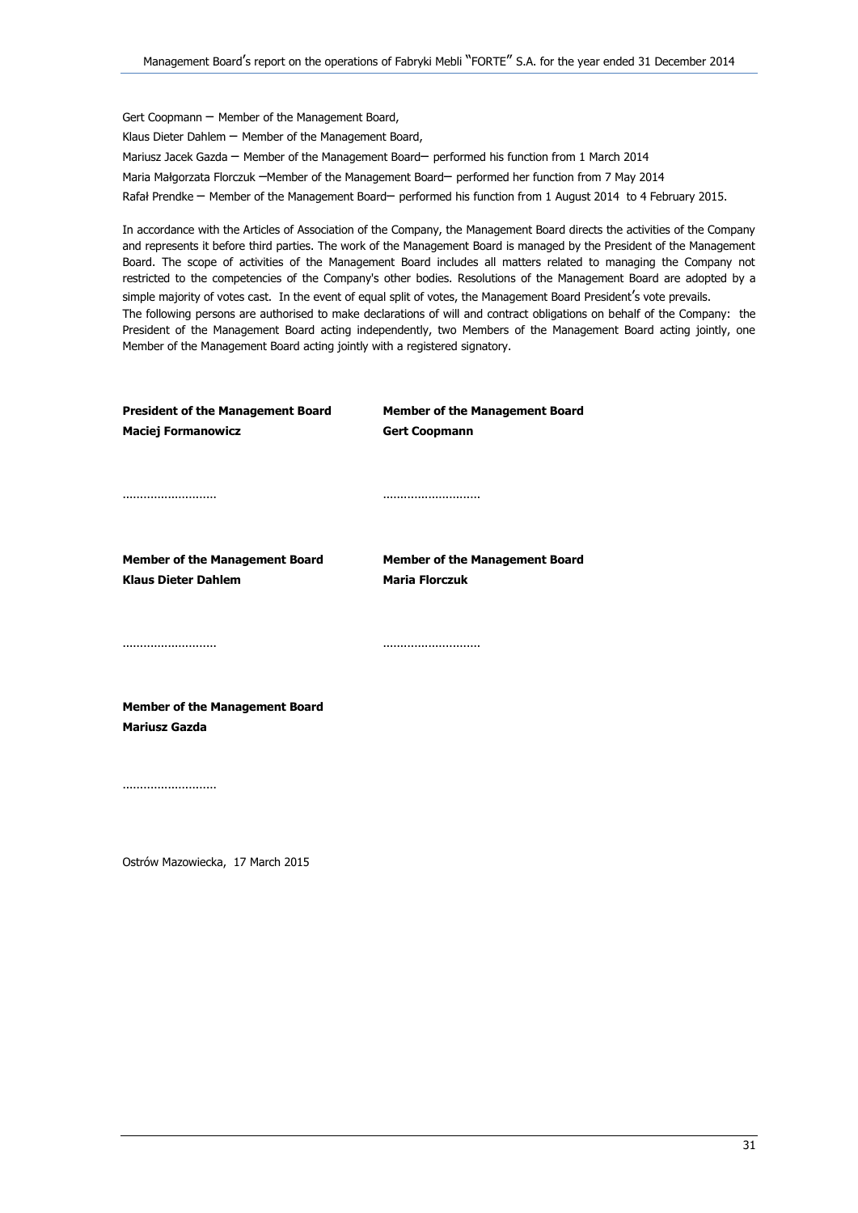Gert Coopmann – Member of the Management Board,

Klaus Dieter Dahlem – Member of the Management Board,

Mariusz Jacek Gazda – Member of the Management Board– performed his function from 1 March 2014

Maria Małgorzata Florczuk –Member of the Management Board– performed her function from 7 May 2014

Rafał Prendke – Member of the Management Board– performed his function from 1 August 2014 to 4 February 2015.

In accordance with the Articles of Association of the Company, the Management Board directs the activities of the Company and represents it before third parties. The work of the Management Board is managed by the President of the Management Board. The scope of activities of the Management Board includes all matters related to managing the Company not restricted to the competencies of the Company's other bodies. Resolutions of the Management Board are adopted by a simple majority of votes cast. In the event of equal split of votes, the Management Board President's vote prevails.
The following persons are authorised to make declarations of will and contract obligations on behalf of the Company: the President of the Management Board acting independently, two Members of the Management Board acting jointly, one Member of the Management Board acting jointly with a registered signatory.

**President of the Management Board**
**Maciej Formanowicz**

……………………

**Member of the Management Board**
**Gert Coopmann**

……………………

**Member of the Management Board**
**Klaus Dieter Dahlem**

……………………

**Member of the Management Board**
**Maria Florczuk**

……………………

**Member of the Management Board**
**Mariusz Gazda**

……………………

Ostrów Mazowiecka, 17 March 2015